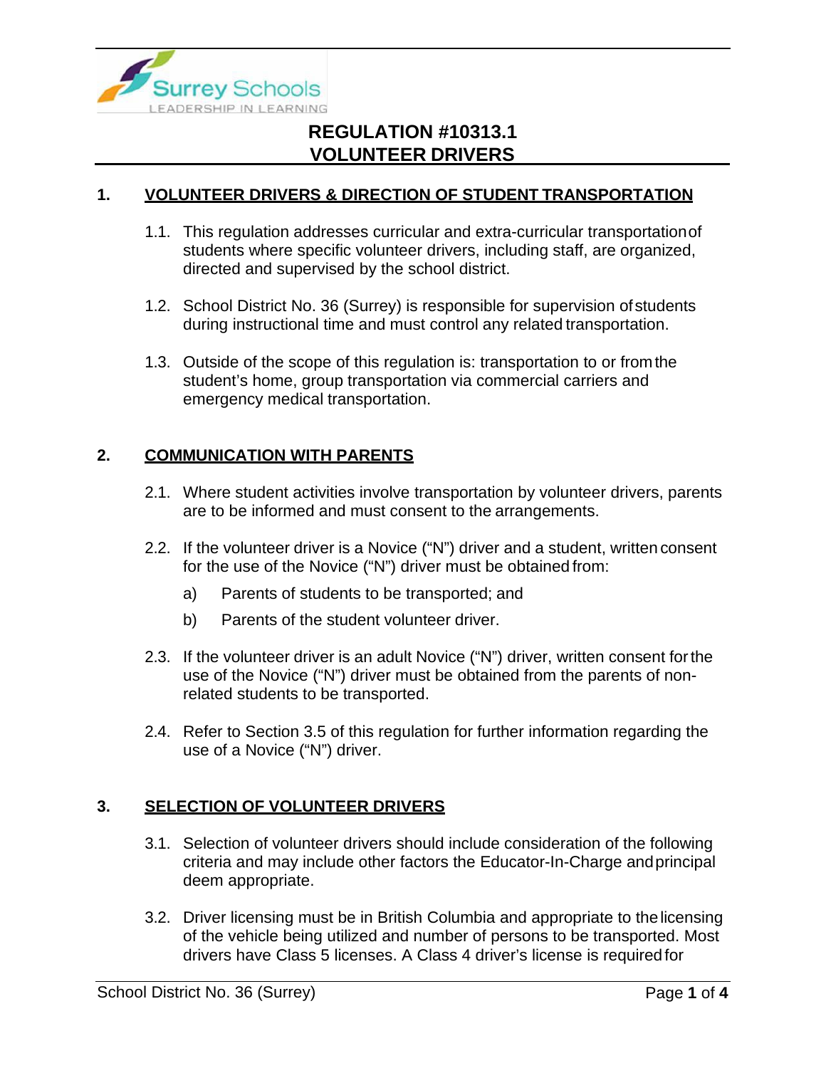# REGULATION #10313.1
# VOLUNTEER DRIVERS

## 1. VOLUNTEER DRIVERS & DIRECTION OF STUDENT TRANSPORTATION

1.1. This regulation addresses curricular and extra-curricular transportation of students where specific volunteer drivers, including staff, are organized, directed and supervised by the school district.

1.2. School District No. 36 (Surrey) is responsible for supervision of students during instructional time and must control any related transportation.

1.3. Outside of the scope of this regulation is: transportation to or from the student's home, group transportation via commercial carriers and emergency medical transportation.

## 2. COMMUNICATION WITH PARENTS

2.1. Where student activities involve transportation by volunteer drivers, parents are to be informed and must consent to the arrangements.

2.2. If the volunteer driver is a Novice ("N") driver and a student, written consent for the use of the Novice ("N") driver must be obtained from:

a) Parents of students to be transported; and

b) Parents of the student volunteer driver.

2.3. If the volunteer driver is an adult Novice ("N") driver, written consent for the use of the Novice ("N") driver must be obtained from the parents of non-related students to be transported.

2.4. Refer to Section 3.5 of this regulation for further information regarding the use of a Novice ("N") driver.

## 3. SELECTION OF VOLUNTEER DRIVERS

3.1. Selection of volunteer drivers should include consideration of the following criteria and may include other factors the Educator-In-Charge and principal deem appropriate.

3.2. Driver licensing must be in British Columbia and appropriate to the licensing of the vehicle being utilized and number of persons to be transported. Most drivers have Class 5 licenses. A Class 4 driver's license is required for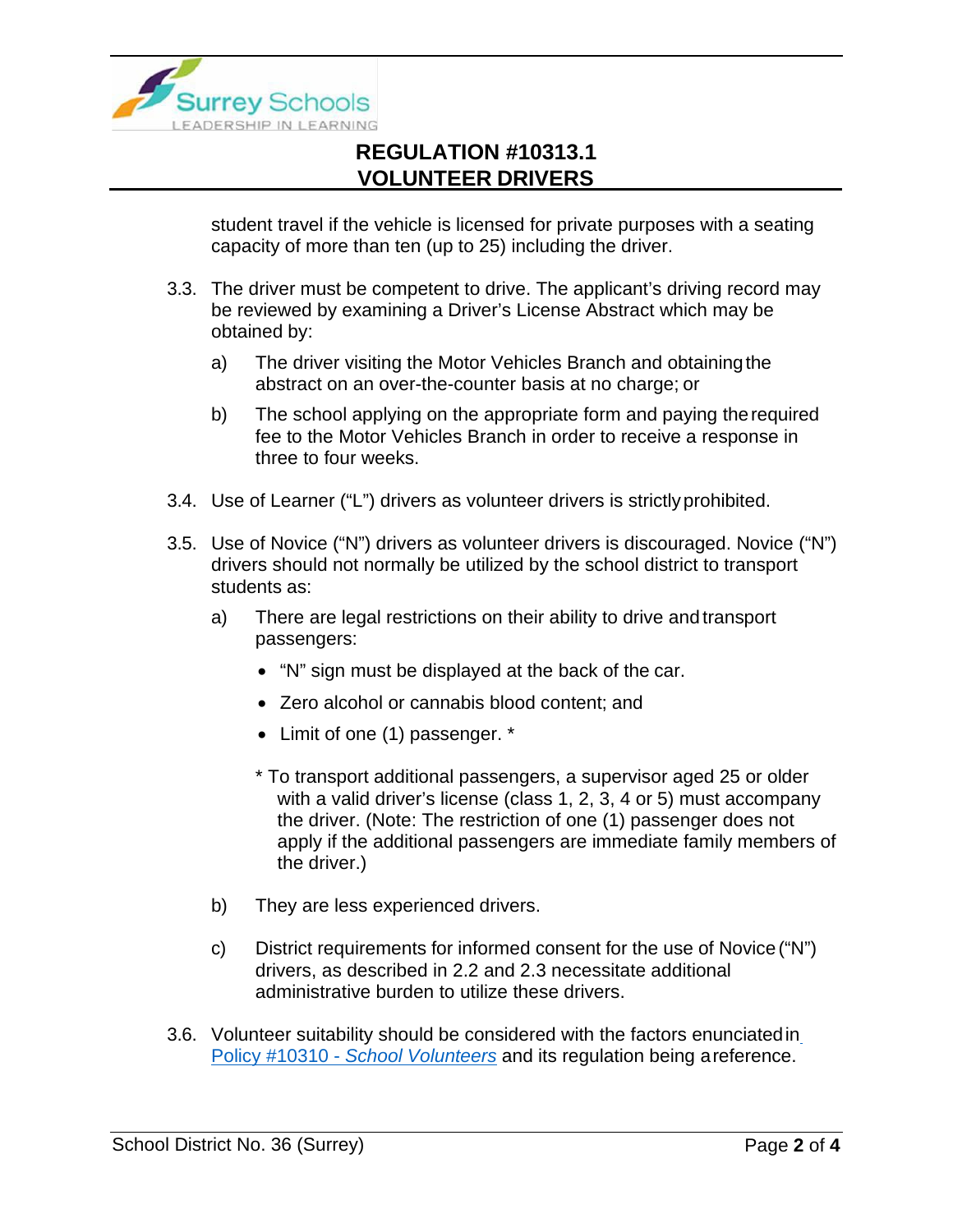student travel if the vehicle is licensed for private purposes with a seating capacity of more than ten (up to 25) including the driver.

3.3. The driver must be competent to drive. The applicant's driving record may be reviewed by examining a Driver's License Abstract which may be obtained by:

a) The driver visiting the Motor Vehicles Branch and obtaining the abstract on an over-the-counter basis at no charge; or

b) The school applying on the appropriate form and paying the required fee to the Motor Vehicles Branch in order to receive a response in three to four weeks.

3.4. Use of Learner ("L") drivers as volunteer drivers is strictly prohibited.

3.5. Use of Novice ("N") drivers as volunteer drivers is discouraged. Novice ("N") drivers should not normally be utilized by the school district to transport students as:

a) There are legal restrictions on their ability to drive and transport passengers:

- "N" sign must be displayed at the back of the car.
- Zero alcohol or cannabis blood content; and
- Limit of one (1) passenger. *

\* To transport additional passengers, a supervisor aged 25 or older with a valid driver's license (class 1, 2, 3, 4 or 5) must accompany the driver. (Note: The restriction of one (1) passenger does not apply if the additional passengers are immediate family members of the driver.)

b) They are less experienced drivers.

c) District requirements for informed consent for the use of Novice ("N") drivers, as described in 2.2 and 2.3 necessitate additional administrative burden to utilize these drivers.

3.6. Volunteer suitability should be considered with the factors enunciated in Policy #10310 - *School Volunteers* and its regulation being a reference.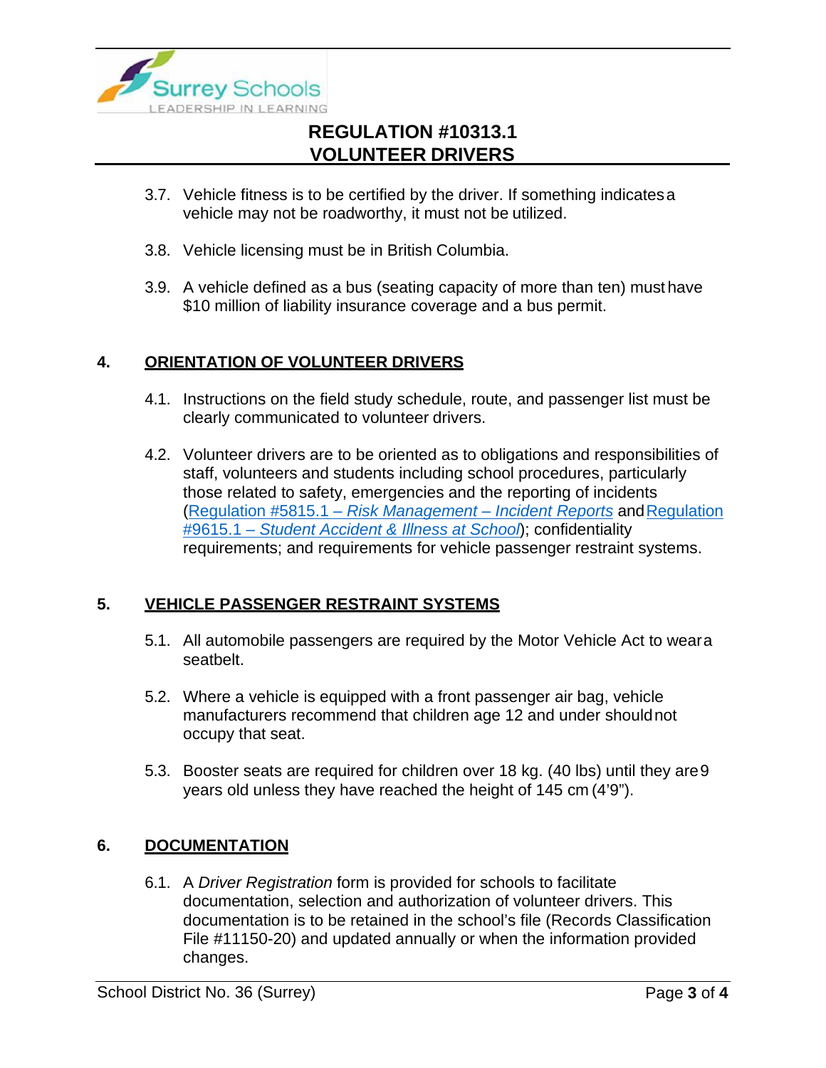3.7. Vehicle fitness is to be certified by the driver. If something indicates a vehicle may not be roadworthy, it must not be utilized.

3.8. Vehicle licensing must be in British Columbia.

3.9. A vehicle defined as a bus (seating capacity of more than ten) must have $10 million of liability insurance coverage and a bus permit.

## 4. ORIENTATION OF VOLUNTEER DRIVERS

4.1. Instructions on the field study schedule, route, and passenger list must be clearly communicated to volunteer drivers.

4.2. Volunteer drivers are to be oriented as to obligations and responsibilities of staff, volunteers and students including school procedures, particularly those related to safety, emergencies and the reporting of incidents (Regulation #5815.1 – *Risk Management – Incident Reports* and Regulation #9615.1 – *Student Accident & Illness at School*); confidentiality requirements; and requirements for vehicle passenger restraint systems.

## 5. VEHICLE PASSENGER RESTRAINT SYSTEMS

5.1. All automobile passengers are required by the Motor Vehicle Act to wear a seatbelt.

5.2. Where a vehicle is equipped with a front passenger air bag, vehicle manufacturers recommend that children age 12 and under should not occupy that seat.

5.3. Booster seats are required for children over 18 kg. (40 lbs) until they are 9 years old unless they have reached the height of 145 cm (4'9").

## 6. DOCUMENTATION

6.1. A *Driver Registration* form is provided for schools to facilitate documentation, selection and authorization of volunteer drivers. This documentation is to be retained in the school's file (Records Classification File #11150-20) and updated annually or when the information provided changes.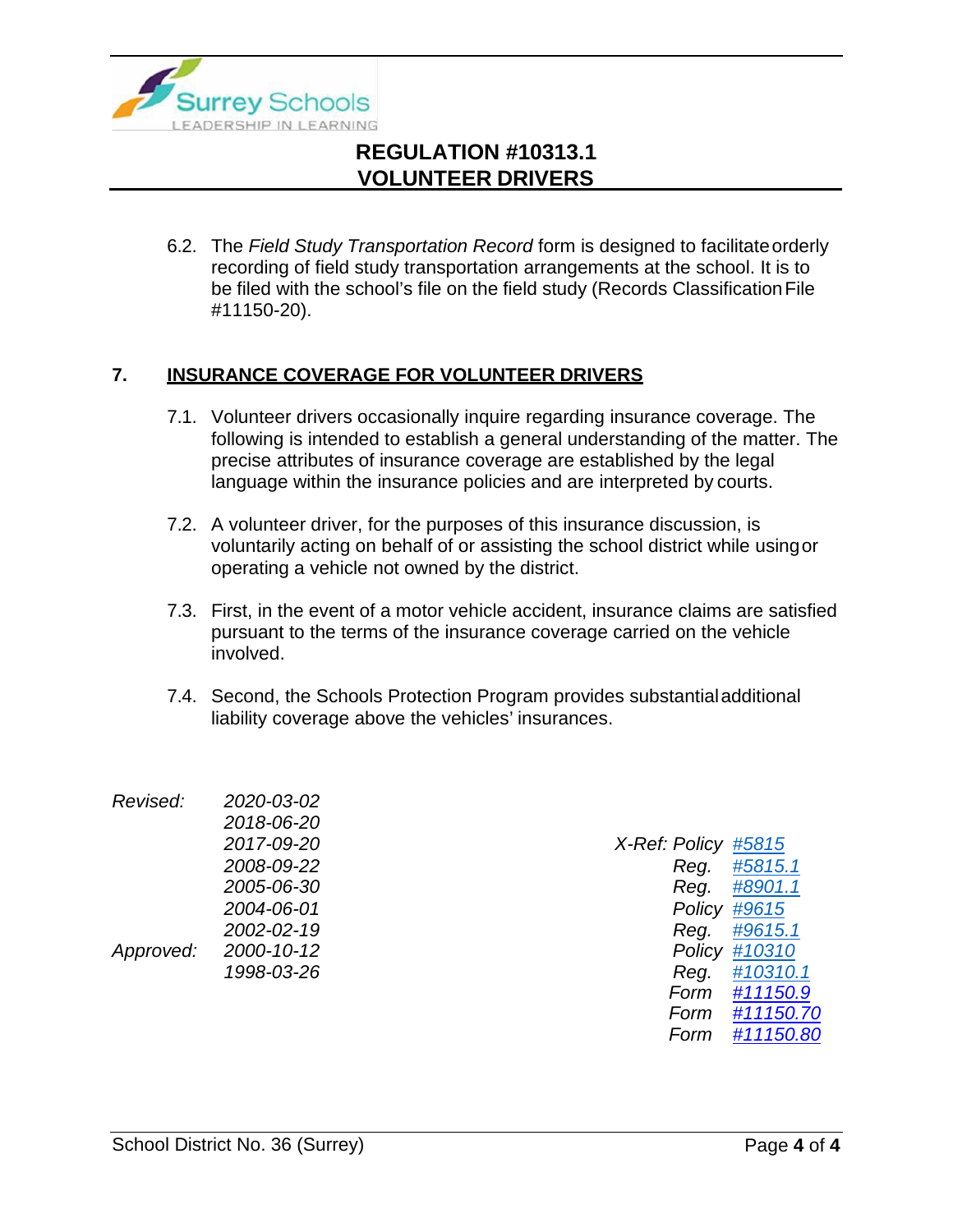6.2. The *Field Study Transportation Record* form is designed to facilitate orderly recording of field study transportation arrangements at the school. It is to be filed with the school's file on the field study (Records Classification File #11150-20).

## 7. INSURANCE COVERAGE FOR VOLUNTEER DRIVERS

7.1. Volunteer drivers occasionally inquire regarding insurance coverage. The following is intended to establish a general understanding of the matter. The precise attributes of insurance coverage are established by the legal language within the insurance policies and are interpreted by courts.

7.2. A volunteer driver, for the purposes of this insurance discussion, is voluntarily acting on behalf of or assisting the school district while using or operating a vehicle not owned by the district.

7.3. First, in the event of a motor vehicle accident, insurance claims are satisfied pursuant to the terms of the insurance coverage carried on the vehicle involved.

7.4. Second, the Schools Protection Program provides substantial additional liability coverage above the vehicles' insurances.

*Revised:* *2020-03-02*
*2018-06-20*
*2017-09-20*
*2008-09-22*
*2005-06-30*
*2004-06-01*
*2002-02-19*
*Approved:* *2000-10-12*
*1998-03-26*

*X-Ref: Policy* *#5815*
*Reg.* *#5815.1*
*Reg.* *#8901.1*
*Policy* *#9615*
*Reg.* *#9615.1*
*Policy* *#10310*
*Reg.* *#10310.1*
*Form* *#11150.9*
*Form* *#11150.70*
*Form* *#11150.80*